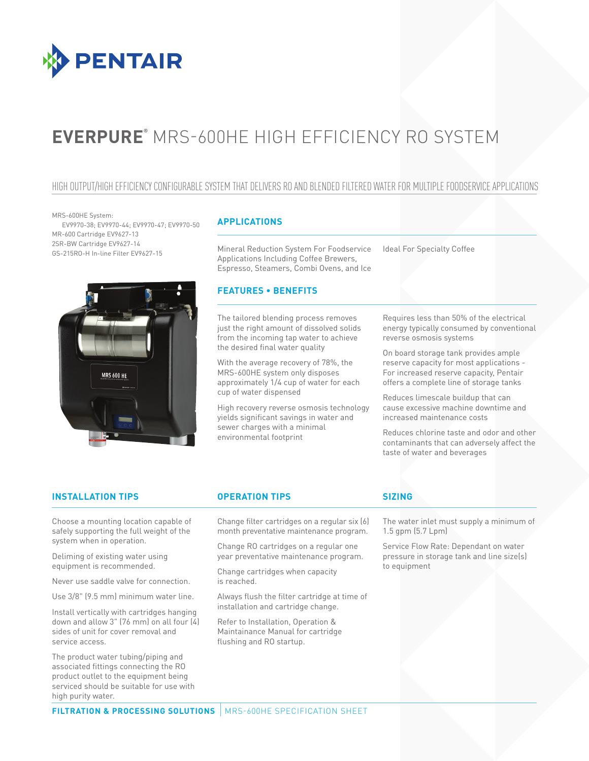# EVERPURE® MRS-600HE HIGH EFFICIENCY RO SYSTEM

## HIGH OUTPUT/HIGH EFFICIENCY CONFIGURABLE SYSTEM THAT DELIVERS RO AND BLENDED FILTERED WATER FOR MULTIPLE FOODSERVICE APPLICATIONS

MRS-600HE System:
EV9970-38; EV9970-44; EV9970-47; EV9970-50
MR-600 Cartridge EV9627-13
2SR-BW Cartridge EV9627-14
GS-215RO-H In-line Filter EV9627-15

### APPLICATIONS

Mineral Reduction System For Foodservice Applications Including Coffee Brewers, Espresso, Steamers, Combi Ovens, and Ice

Ideal For Specialty Coffee

### FEATURES • BENEFITS

The tailored blending process removes just the right amount of dissolved solids from the incoming tap water to achieve the desired final water quality

With the average recovery of 78%, the MRS-600HE system only disposes approximately 1/4 cup of water for each cup of water dispensed

High recovery reverse osmosis technology yields significant savings in water and sewer charges with a minimal environmental footprint

Requires less than 50% of the electrical energy typically consumed by conventional reverse osmosis systems

On board storage tank provides ample reserve capacity for most applications - For increased reserve capacity, Pentair offers a complete line of storage tanks

Reduces limescale buildup that can cause excessive machine downtime and increased maintenance costs

Reduces chlorine taste and odor and other contaminants that can adversely affect the taste of water and beverages

### INSTALLATION TIPS

Choose a mounting location capable of safely supporting the full weight of the system when in operation.

Deliming of existing water using equipment is recommended.

Never use saddle valve for connection.

Use 3/8" (9.5 mm) minimum water line.

Install vertically with cartridges hanging down and allow 3" (76 mm) on all four (4) sides of unit for cover removal and service access.

The product water tubing/piping and associated fittings connecting the RO product outlet to the equipment being serviced should be suitable for use with high purity water.

### OPERATION TIPS

Change filter cartridges on a regular six (6) month preventative maintenance program.

Change RO cartridges on a regular one year preventative maintenance program.

Change cartridges when capacity is reached.

Always flush the filter cartridge at time of installation and cartridge change.

Refer to Installation, Operation & Maintainance Manual for cartridge flushing and RO startup.

### SIZING

The water inlet must supply a minimum of 1.5 gpm (5.7 Lpm)

Service Flow Rate: Dependant on water pressure in storage tank and line size(s) to equipment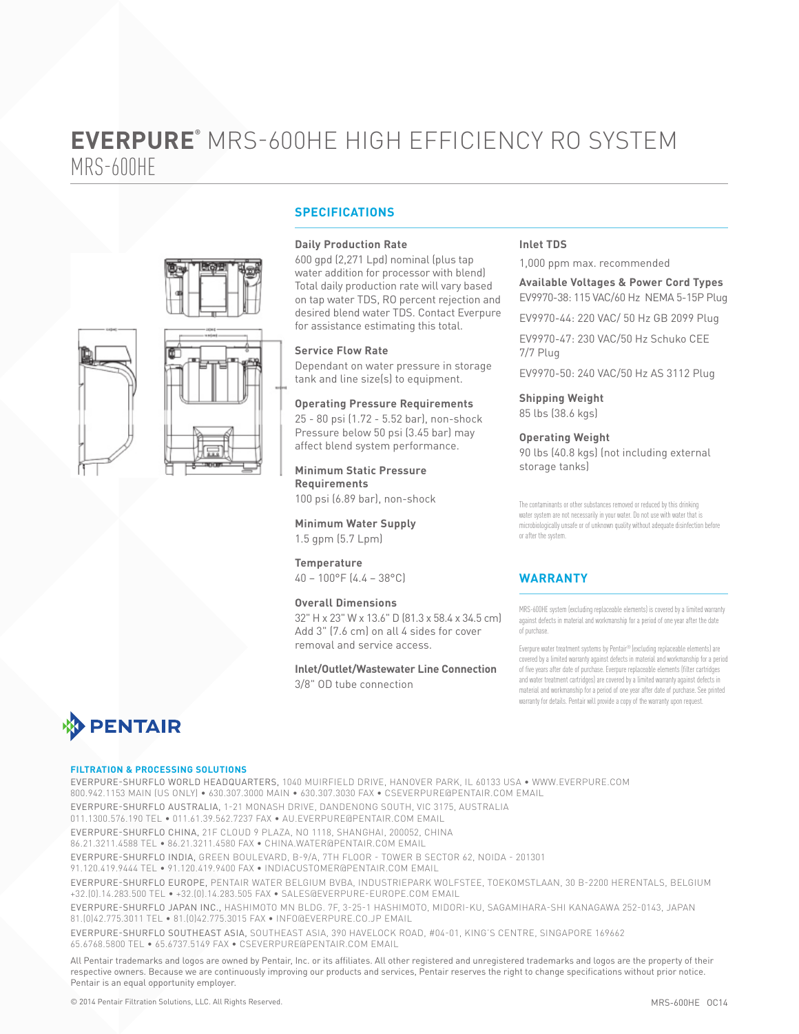# EVERPURE® MRS-600HE HIGH EFFICIENCY RO SYSTEM

MRS-600HE

## SPECIFICATIONS

**Daily Production Rate**
600 gpd (2,271 Lpd) nominal (plus tap water addition for processor with blend) Total daily production rate will vary based on tap water TDS, RO percent rejection and desired blend water TDS. Contact Everpure for assistance estimating this total.

**Service Flow Rate**
Dependant on water pressure in storage tank and line size(s) to equipment.

**Operating Pressure Requirements**
25 - 80 psi (1.72 - 5.52 bar), non-shock Pressure below 50 psi (3.45 bar) may affect blend system performance.

**Minimum Static Pressure Requirements**
100 psi (6.89 bar), non-shock

**Minimum Water Supply**
1.5 gpm (5.7 Lpm)

**Temperature**
40 – 100°F (4.4 – 38°C)

**Overall Dimensions**
32" H x 23" W x 13.6" D (81.3 x 58.4 x 34.5 cm) Add 3" (7.6 cm) on all 4 sides for cover removal and service access.

**Inlet/Outlet/Wastewater Line Connection**
3/8" OD tube connection

**Inlet TDS**
1,000 ppm max. recommended

**Available Voltages & Power Cord Types**
EV9970-38: 115 VAC/60 Hz NEMA 5-15P Plug

EV9970-44: 220 VAC/ 50 Hz GB 2099 Plug

EV9970-47: 230 VAC/50 Hz Schuko CEE 7/7 Plug

EV9970-50: 240 VAC/50 Hz AS 3112 Plug

**Shipping Weight**
85 lbs (38.6 kgs)

**Operating Weight**
90 lbs (40.8 kgs) (not including external storage tanks)

The contaminants or other substances removed or reduced by this drinking water system are not necessarily in your water. Do not use with water that is microbiologically unsafe or of unknown quality without adequate disinfection before or after the system.

## WARRANTY

MRS-600HE system (excluding replaceable elements) is covered by a limited warranty against defects in material and workmanship for a period of one year after the date of purchase.

Everpure water treatment systems by Pentair® (excluding replaceable elements) are covered by a limited warranty against defects in material and workmanship for a period of five years after date of purchase. Everpure replaceable elements (filter cartridges and water treatment cartridges) are covered by a limited warranty against defects in material and workmanship for a period of one year after date of purchase. See printed warranty for details. Pentair will provide a copy of the warranty upon request.

PENTAIR

**FILTRATION & PROCESSING SOLUTIONS**

EVERPURE-SHURFLO WORLD HEADQUARTERS, 1040 MUIRFIELD DRIVE, HANOVER PARK, IL 60133 USA • WWW.EVERPURE.COM
800.942.1153 MAIN (US ONLY) • 630.307.3000 MAIN • 630.307.3030 FAX • CSEVERPURE@PENTAIR.COM EMAIL

EVERPURE-SHURFLO AUSTRALIA, 1-21 MONASH DRIVE, DANDENONG SOUTH, VIC 3175, AUSTRALIA
011.1300.576.190 TEL • 011.61.39.562.7237 FAX • AU.EVERPURE@PENTAIR.COM EMAIL

EVERPURE-SHURFLO CHINA, 21F CLOUD 9 PLAZA, NO 1118, SHANGHAI, 200052, CHINA
86.21.3211.4588 TEL • 86.21.3211.4580 FAX • CHINA.WATER@PENTAIR.COM EMAIL

EVERPURE-SHURFLO INDIA, GREEN BOULEVARD, B-9/A, 7TH FLOOR - TOWER B SECTOR 62, NOIDA - 201301
91.120.419.9444 TEL • 91.120.419.9400 FAX • INDIACUSTOMER@PENTAIR.COM EMAIL

EVERPURE-SHURFLO EUROPE, PENTAIR WATER BELGIUM BVBA, INDUSTRIEPARK WOLFSTEE, TOEKOMSTLAAN, 30 B-2200 HERENTALS, BELGIUM
+32.(0).14.283.500 TEL • +32.(0).14.283.505 FAX • SALES@EVERPURE-EUROPE.COM EMAIL

EVERPURE-SHURFLO JAPAN INC., HASHIMOTO MN BLDG. 7F, 3-25-1 HASHIMOTO, MIDORI-KU, SAGAMIHARA-SHI KANAGAWA 252-0143, JAPAN
81.(0)42.775.3011 TEL • 81.(0)42.775.3015 FAX • INFO@EVERPURE.CO.JP EMAIL

EVERPURE-SHURFLO SOUTHEAST ASIA, SOUTHEAST ASIA, 390 HAVELOCK ROAD, #04-01, KING'S CENTRE, SINGAPORE 169662
65.6768.5800 TEL • 65.6737.5149 FAX • CSEVERPURE@PENTAIR.COM EMAIL

All Pentair trademarks and logos are owned by Pentair, Inc. or its affiliates. All other registered and unregistered trademarks and logos are the property of their respective owners. Because we are continuously improving our products and services, Pentair reserves the right to change specifications without prior notice. Pentair is an equal opportunity employer.

© 2014 Pentair Filtration Solutions, LLC. All Rights Reserved.

MRS-600HE OC14